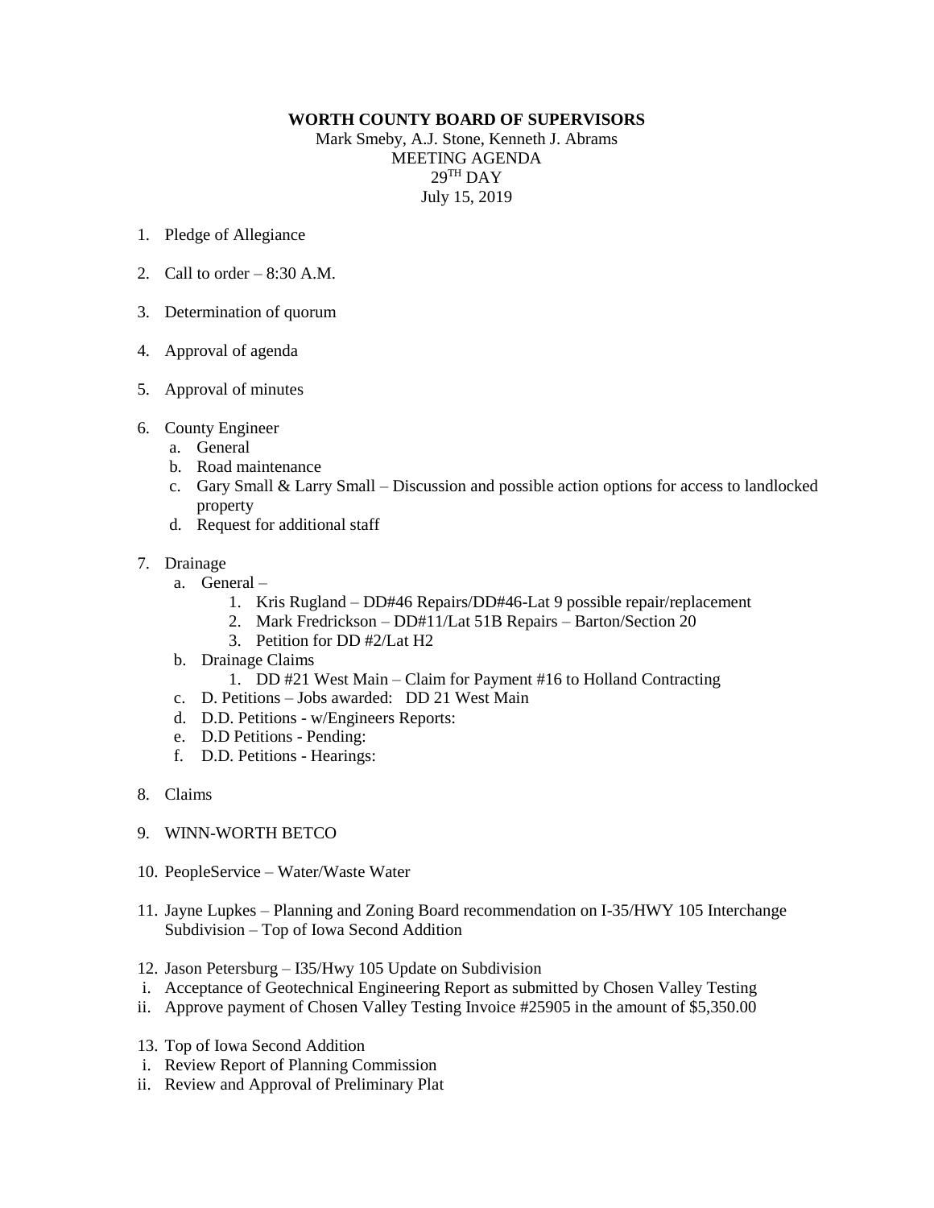**WORTH COUNTY BOARD OF SUPERVISORS**

Mark Smeby, A.J. Stone, Kenneth J. Abrams
MEETING AGENDA
29TH DAY
July 15, 2019

1. Pledge of Allegiance

2. Call to order – 8:30 A.M.

3. Determination of quorum

4. Approval of agenda

5. Approval of minutes

6. County Engineer
   a. General
   b. Road maintenance
   c. Gary Small & Larry Small – Discussion and possible action options for access to landlocked property
   d. Request for additional staff

7. Drainage
   a. General –
      1. Kris Rugland – DD#46 Repairs/DD#46-Lat 9 possible repair/replacement
      2. Mark Fredrickson – DD#11/Lat 51B Repairs – Barton/Section 20
      3. Petition for DD #2/Lat H2
   b. Drainage Claims
      1. DD #21 West Main – Claim for Payment #16 to Holland Contracting
   c. D. Petitions – Jobs awarded: DD 21 West Main
   d. D.D. Petitions - w/Engineers Reports:
   e. D.D Petitions - Pending:
   f. D.D. Petitions - Hearings:

8. Claims

9. WINN-WORTH BETCO

10. PeopleService – Water/Waste Water

11. Jayne Lupkes – Planning and Zoning Board recommendation on I-35/HWY 105 Interchange Subdivision – Top of Iowa Second Addition

12. Jason Petersburg – I35/Hwy 105 Update on Subdivision
   i. Acceptance of Geotechnical Engineering Report as submitted by Chosen Valley Testing
   ii. Approve payment of Chosen Valley Testing Invoice #25905 in the amount of $5,350.00

13. Top of Iowa Second Addition
   i. Review Report of Planning Commission
   ii. Review and Approval of Preliminary Plat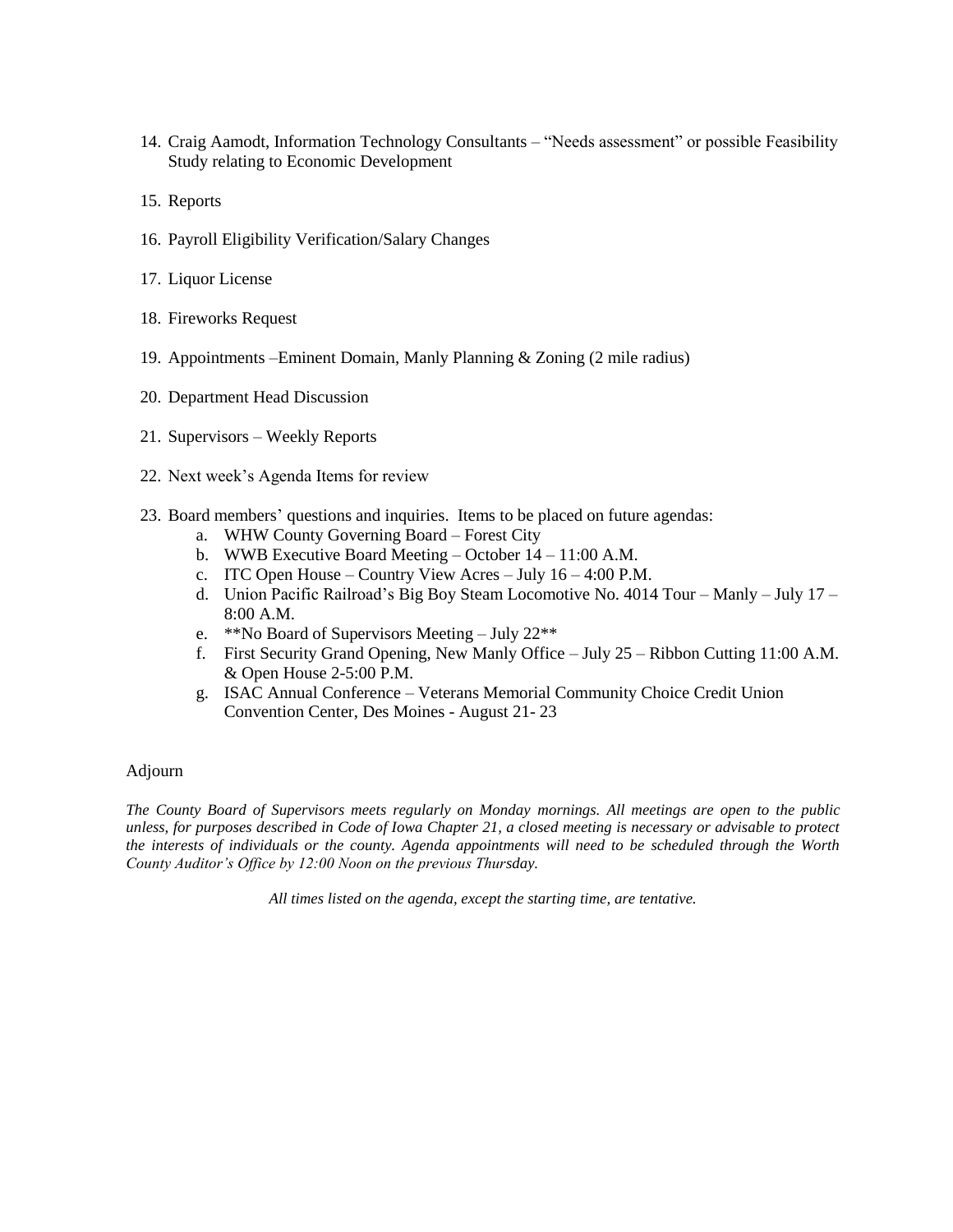14. Craig Aamodt, Information Technology Consultants – "Needs assessment" or possible Feasibility Study relating to Economic Development

15. Reports

16. Payroll Eligibility Verification/Salary Changes

17. Liquor License

18. Fireworks Request

19. Appointments –Eminent Domain, Manly Planning & Zoning (2 mile radius)

20. Department Head Discussion

21. Supervisors – Weekly Reports

22. Next week's Agenda Items for review

23. Board members' questions and inquiries. Items to be placed on future agendas:
    a. WHW County Governing Board – Forest City
    b. WWB Executive Board Meeting – October 14 – 11:00 A.M.
    c. ITC Open House – Country View Acres – July 16 – 4:00 P.M.
    d. Union Pacific Railroad's Big Boy Steam Locomotive No. 4014 Tour – Manly – July 17 – 8:00 A.M.
    e. **No Board of Supervisors Meeting – July 22**
    f. First Security Grand Opening, New Manly Office – July 25 – Ribbon Cutting 11:00 A.M. & Open House 2-5:00 P.M.
    g. ISAC Annual Conference – Veterans Memorial Community Choice Credit Union Convention Center, Des Moines - August 21- 23

Adjourn

*The County Board of Supervisors meets regularly on Monday mornings. All meetings are open to the public unless, for purposes described in Code of Iowa Chapter 21, a closed meeting is necessary or advisable to protect the interests of individuals or the county. Agenda appointments will need to be scheduled through the Worth County Auditor's Office by 12:00 Noon on the previous Thursday.*

*All times listed on the agenda, except the starting time, are tentative.*